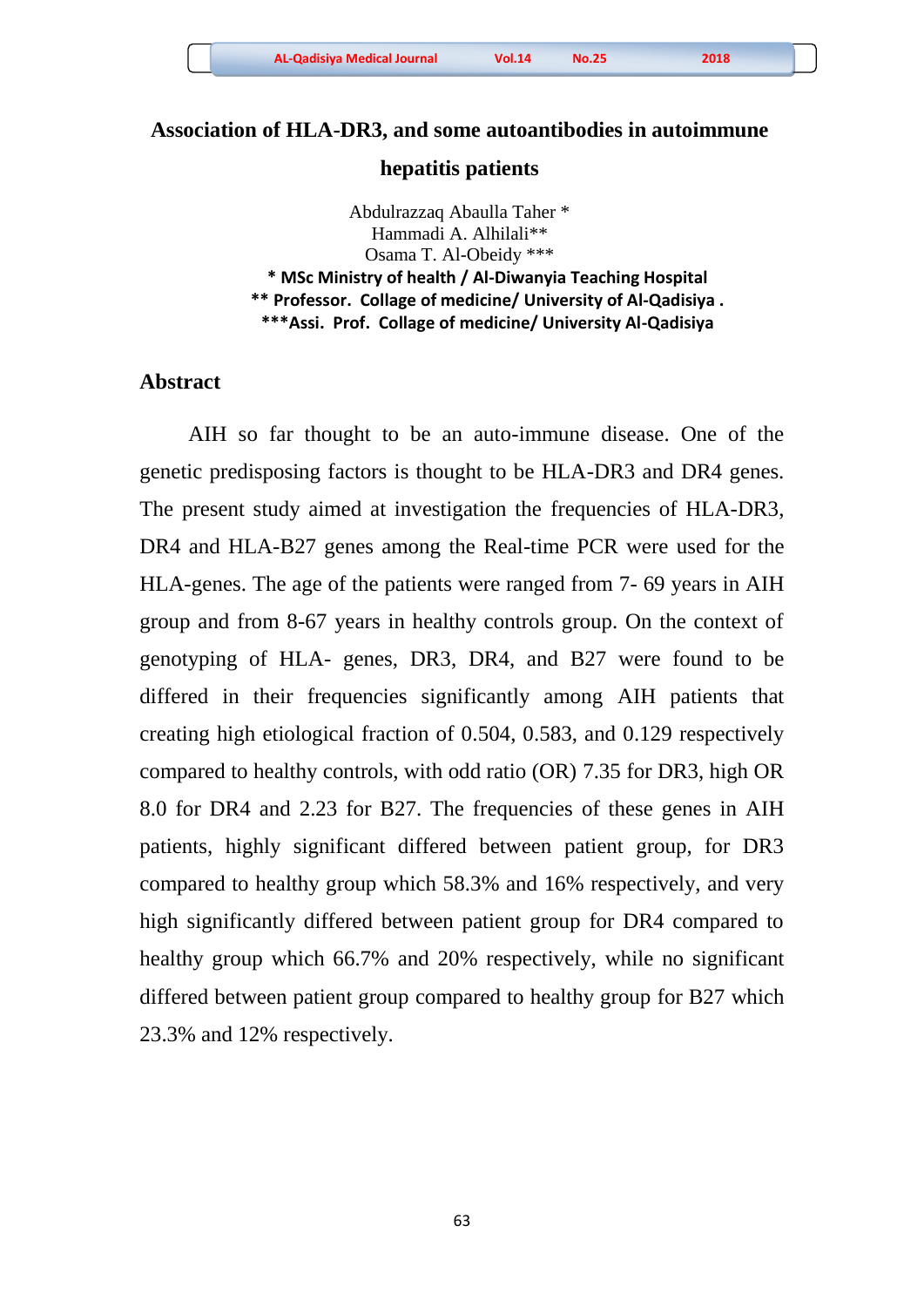# Association of HLA-DR3, and some autoantibodies in autoimmune hepatitis patients

Abdulrazzaq Abaulla Taher *
Hammadi A. Alhilali**
Osama T. Al-Obeidy ***

**\* MSc Ministry of health / Al-Diwanyia Teaching Hospital**
**\*\* Professor. Collage of medicine/ University of Al-Qadisiya .**
**\*\*\*Assi. Prof. Collage of medicine/ University Al-Qadisiya**

## Abstract

AIH so far thought to be an auto-immune disease. One of the genetic predisposing factors is thought to be HLA-DR3 and DR4 genes. The present study aimed at investigation the frequencies of HLA-DR3, DR4 and HLA-B27 genes among the Real-time PCR were used for the HLA-genes. The age of the patients were ranged from 7- 69 years in AIH group and from 8-67 years in healthy controls group. On the context of genotyping of HLA- genes, DR3, DR4, and B27 were found to be differed in their frequencies significantly among AIH patients that creating high etiological fraction of 0.504, 0.583, and 0.129 respectively compared to healthy controls, with odd ratio (OR) 7.35 for DR3, high OR 8.0 for DR4 and 2.23 for B27. The frequencies of these genes in AIH patients, highly significant differed between patient group, for DR3 compared to healthy group which 58.3% and 16% respectively, and very high significantly differed between patient group for DR4 compared to healthy group which 66.7% and 20% respectively, while no significant differed between patient group compared to healthy group for B27 which 23.3% and 12% respectively.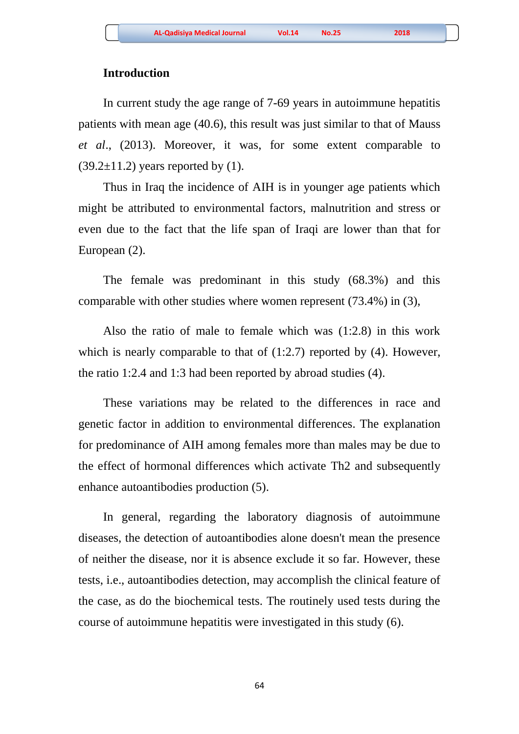## Introduction

In current study the age range of 7-69 years in autoimmune hepatitis patients with mean age (40.6), this result was just similar to that of Mauss *et al*., (2013). Moreover, it was, for some extent comparable to (39.2±11.2) years reported by (1).

Thus in Iraq the incidence of AIH is in younger age patients which might be attributed to environmental factors, malnutrition and stress or even due to the fact that the life span of Iraqi are lower than that for European (2).

The female was predominant in this study (68.3%) and this comparable with other studies where women represent (73.4%) in (3),

Also the ratio of male to female which was (1:2.8) in this work which is nearly comparable to that of (1:2.7) reported by (4). However, the ratio 1:2.4 and 1:3 had been reported by abroad studies (4).

These variations may be related to the differences in race and genetic factor in addition to environmental differences. The explanation for predominance of AIH among females more than males may be due to the effect of hormonal differences which activate Th2 and subsequently enhance autoantibodies production (5).

In general, regarding the laboratory diagnosis of autoimmune diseases, the detection of autoantibodies alone doesn't mean the presence of neither the disease, nor it is absence exclude it so far. However, these tests, i.e., autoantibodies detection, may accomplish the clinical feature of the case, as do the biochemical tests. The routinely used tests during the course of autoimmune hepatitis were investigated in this study (6).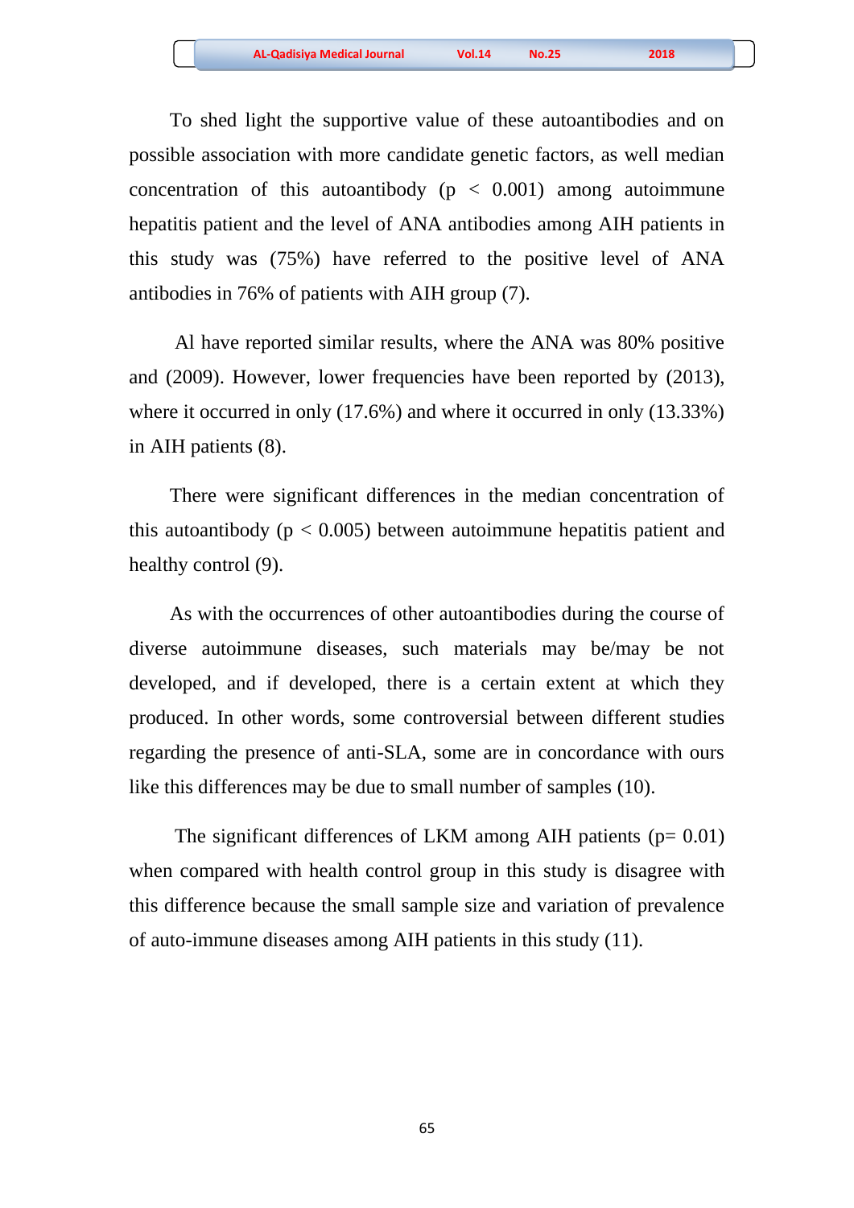To shed light the supportive value of these autoantibodies and on possible association with more candidate genetic factors, as well median concentration of this autoantibody ($p < 0.001$) among autoimmune hepatitis patient and the level of ANA antibodies among AIH patients in this study was (75%) have referred to the positive level of ANA antibodies in 76% of patients with AIH group (7).

Al have reported similar results, where the ANA was 80% positive and (2009). However, lower frequencies have been reported by (2013), where it occurred in only (17.6%) and where it occurred in only (13.33%) in AIH patients (8).

There were significant differences in the median concentration of this autoantibody ($p < 0.005$) between autoimmune hepatitis patient and healthy control (9).

As with the occurrences of other autoantibodies during the course of diverse autoimmune diseases, such materials may be/may be not developed, and if developed, there is a certain extent at which they produced. In other words, some controversial between different studies regarding the presence of anti-SLA, some are in concordance with ours like this differences may be due to small number of samples (10).

The significant differences of LKM among AIH patients ($p= 0.01$) when compared with health control group in this study is disagree with this difference because the small sample size and variation of prevalence of auto-immune diseases among AIH patients in this study (11).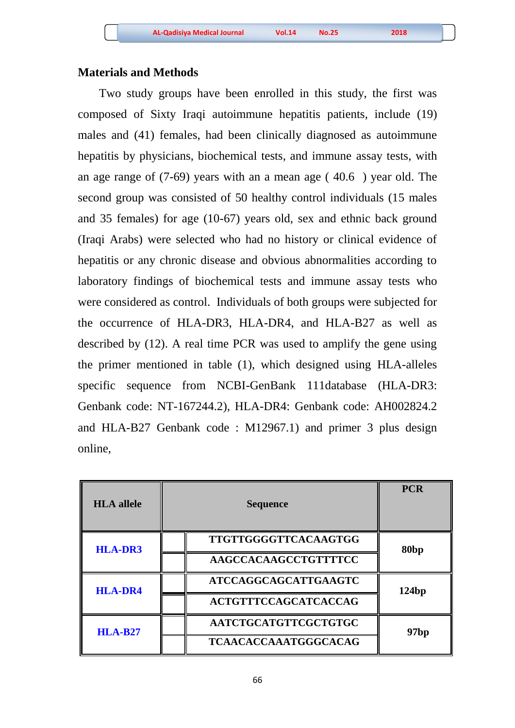## Materials and Methods

Two study groups have been enrolled in this study, the first was composed of Sixty Iraqi autoimmune hepatitis patients, include (19) males and (41) females, had been clinically diagnosed as autoimmune hepatitis by physicians, biochemical tests, and immune assay tests, with an age range of (7-69) years with an a mean age ( 40.6 ) year old. The second group was consisted of 50 healthy control individuals (15 males and 35 females) for age (10-67) years old, sex and ethnic back ground (Iraqi Arabs) were selected who had no history or clinical evidence of hepatitis or any chronic disease and obvious abnormalities according to laboratory findings of biochemical tests and immune assay tests who were considered as control. Individuals of both groups were subjected for the occurrence of HLA-DR3, HLA-DR4, and HLA-B27 as well as described by (12). A real time PCR was used to amplify the gene using the primer mentioned in table (1), which designed using HLA-alleles specific sequence from NCBI-GenBank 111database (HLA-DR3: Genbank code: NT-167244.2), HLA-DR4: Genbank code: AH002824.2 and HLA-B27 Genbank code : M12967.1) and primer 3 plus design online,

| HLA allele | | Sequence | PCR |
|---|---|---|---|
| **HLA-DR3** | | **TTGTTGGGGTTCACAAGTGG** | **80bp** |
| | | **AAGCCACAAGCCTGTTTTCC** | |
| **HLA-DR4** | | **ATCCAGGCAGCATTGAAGTC** | **124bp** |
| | | **ACTGTTTCCAGCATCACCAG** | |
| **HLA-B27** | | **AATCTGCATGTTCGCTGTGC** | **97bp** |
| | | **TCAACACCAAATGGGCACAG** | |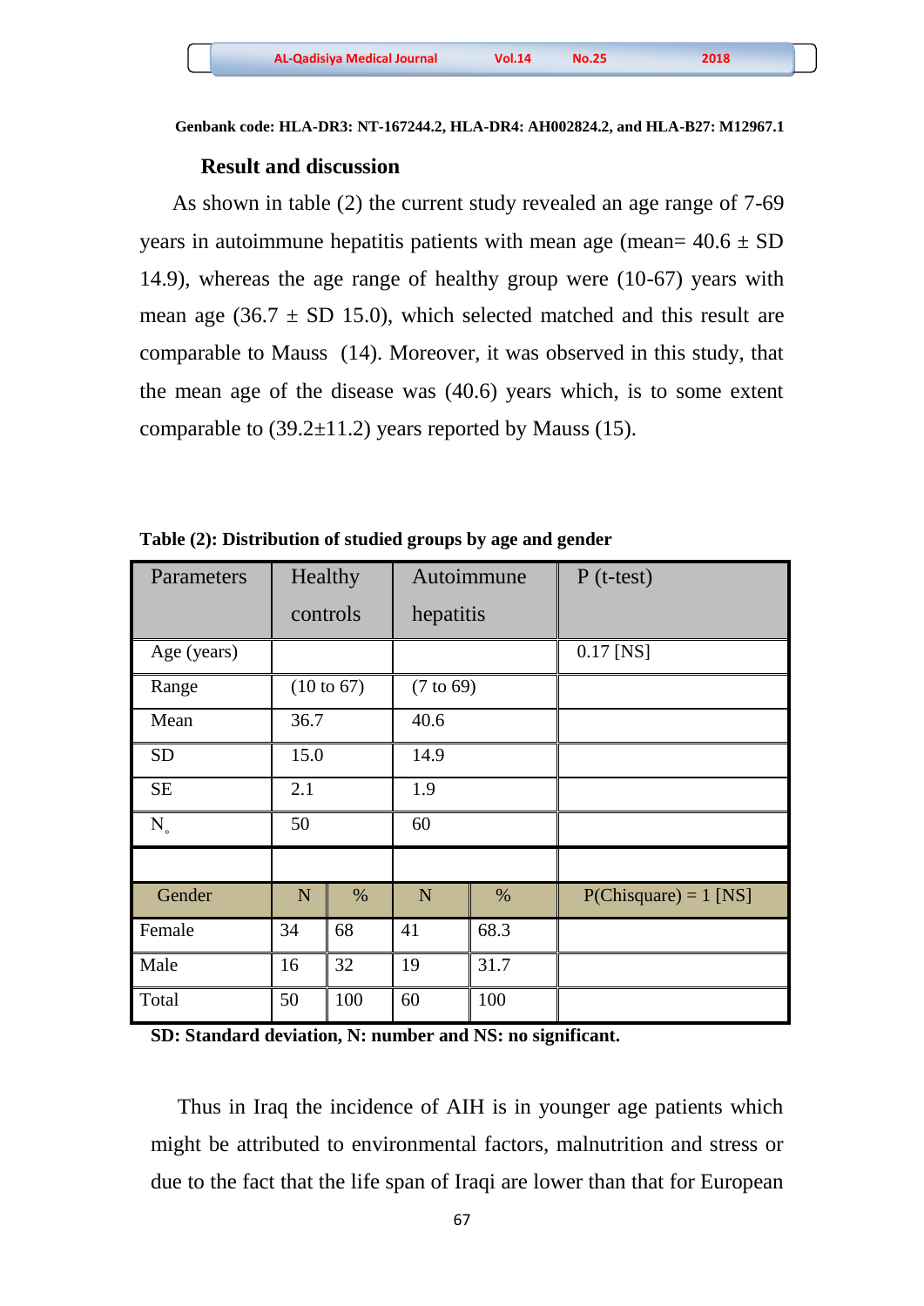**Genbank code: HLA-DR3: NT-167244.2, HLA-DR4: AH002824.2, and HLA-B27: M12967.1**

## Result and discussion

As shown in table (2) the current study revealed an age range of 7-69 years in autoimmune hepatitis patients with mean age (mean= 40.6 ± SD 14.9), whereas the age range of healthy group were (10-67) years with mean age (36.7 ± SD 15.0), which selected matched and this result are comparable to Mauss (14). Moreover, it was observed in this study, that the mean age of the disease was (40.6) years which, is to some extent comparable to (39.2±11.2) years reported by Mauss (15).

**Table (2): Distribution of studied groups by age and gender**

| Parameters | Healthy controls | | Autoimmune hepatitis | | P (t-test) |
|---|---|---|---|---|---|
| Age (years) | | | | | 0.17 [NS] |
| Range | (10 to 67) | | (7 to 69) | | |
| Mean | 36.7 | | 40.6 | | |
| SD | 15.0 | | 14.9 | | |
| SE | 2.1 | | 1.9 | | |
| N。 | 50 | | 60 | | |
| | | | | | |
| Gender | N | % | N | % | P(Chisquare) = 1 [NS] |
| Female | 34 | 68 | 41 | 68.3 | |
| Male | 16 | 32 | 19 | 31.7 | |
| Total | 50 | 100 | 60 | 100 | |

**SD: Standard deviation, N: number and NS: no significant.**

Thus in Iraq the incidence of AIH is in younger age patients which might be attributed to environmental factors, malnutrition and stress or due to the fact that the life span of Iraqi are lower than that for European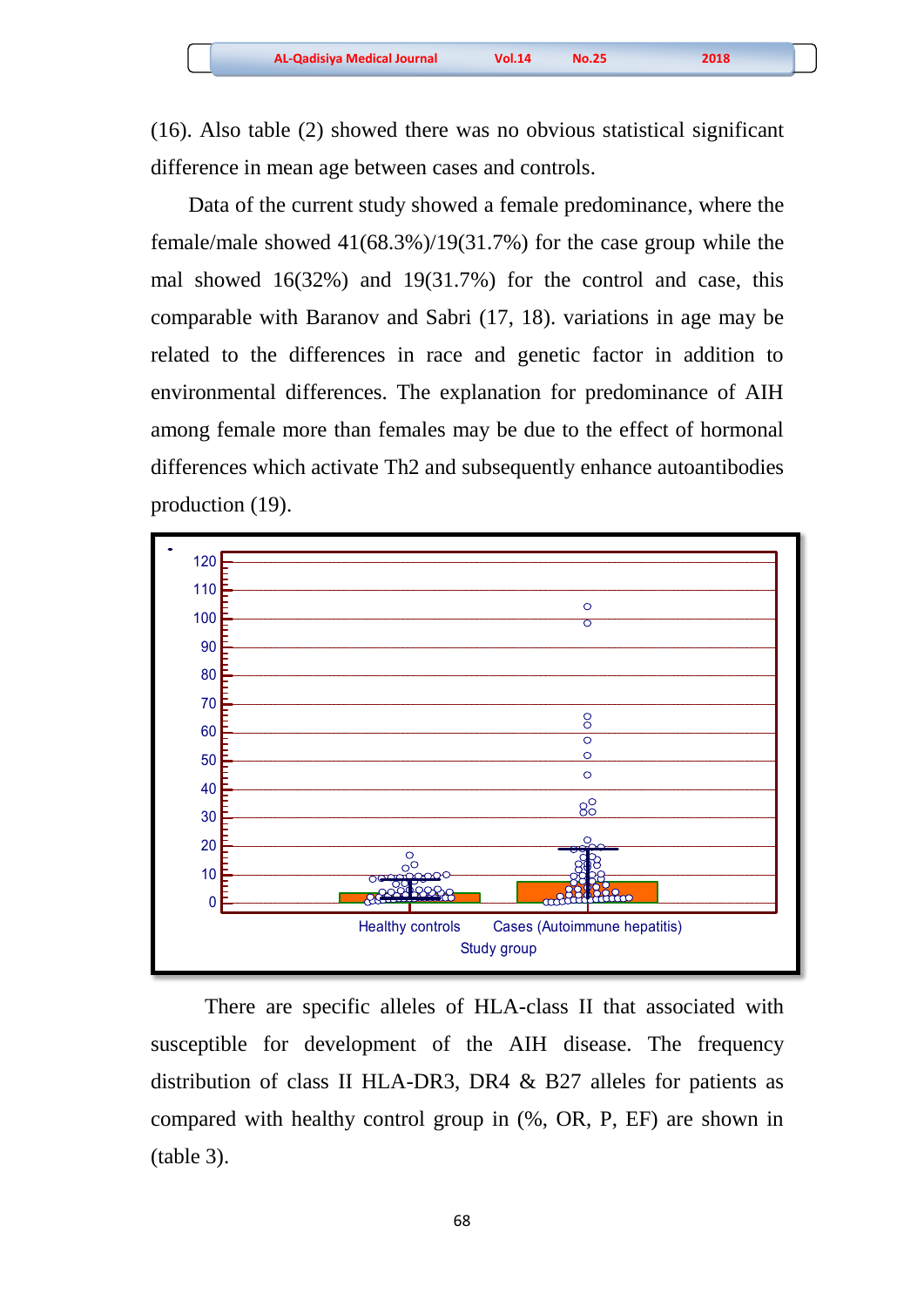(16). Also table (2) showed there was no obvious statistical significant difference in mean age between cases and controls.

Data of the current study showed a female predominance, where the female/male showed 41(68.3%)/19(31.7%) for the case group while the mal showed 16(32%) and 19(31.7%) for the control and case, this comparable with Baranov and Sabri (17, 18). variations in age may be related to the differences in race and genetic factor in addition to environmental differences. The explanation for predominance of AIH among female more than females may be due to the effect of hormonal differences which activate Th2 and subsequently enhance autoantibodies production (19).

120
110
100
90
80
70
60
50
40
30
20
10
0

Healthy controls

Cases (Autoimmune hepatitis)

Study group

There are specific alleles of HLA-class II that associated with susceptible for development of the AIH disease. The frequency distribution of class II HLA-DR3, DR4 & B27 alleles for patients as compared with healthy control group in (%, OR, P, EF) are shown in (table 3).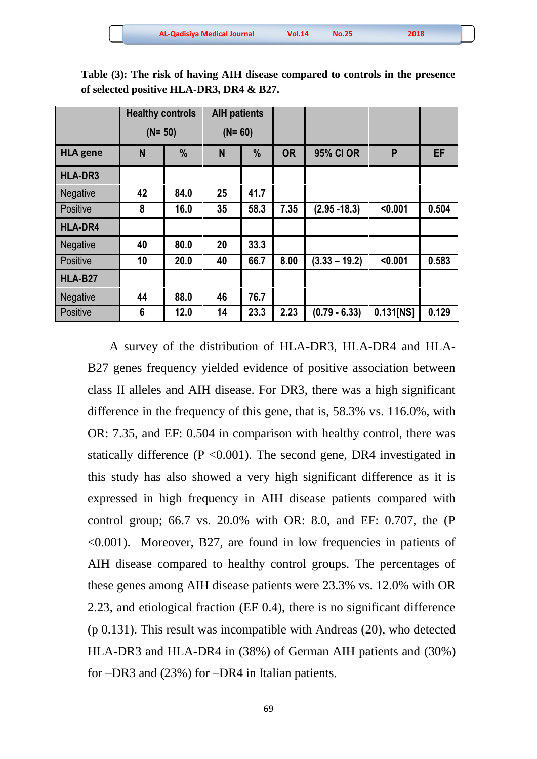**Table (3): The risk of having AIH disease compared to controls in the presence of selected positive HLA-DR3, DR4 & B27.**

| | Healthy controls (N= 50) | | AIH patients (N= 60) | | | | | |
|---|---|---|---|---|---|---|---|---|
| **HLA gene** | **N** | **%** | **N** | **%** | **OR** | **95% CI OR** | **P** | **EF** |
| **HLA-DR3** | | | | | | | | |
| Negative | 42 | 84.0 | 25 | 41.7 | | | | |
| Positive | 8 | 16.0 | 35 | 58.3 | 7.35 | (2.95 -18.3) | <0.001 | 0.504 |
| **HLA-DR4** | | | | | | | | |
| Negative | 40 | 80.0 | 20 | 33.3 | | | | |
| Positive | 10 | 20.0 | 40 | 66.7 | 8.00 | (3.33 – 19.2) | <0.001 | 0.583 |
| **HLA-B27** | | | | | | | | |
| Negative | 44 | 88.0 | 46 | 76.7 | | | | |
| Positive | 6 | 12.0 | 14 | 23.3 | 2.23 | (0.79 - 6.33) | 0.131[NS] | 0.129 |

A survey of the distribution of HLA-DR3, HLA-DR4 and HLA-B27 genes frequency yielded evidence of positive association between class II alleles and AIH disease. For DR3, there was a high significant difference in the frequency of this gene, that is, 58.3% vs. 116.0%, with OR: 7.35, and EF: 0.504 in comparison with healthy control, there was statically difference (P <0.001). The second gene, DR4 investigated in this study has also showed a very high significant difference as it is expressed in high frequency in AIH disease patients compared with control group; 66.7 vs. 20.0% with OR: 8.0, and EF: 0.707, the (P <0.001). Moreover, B27, are found in low frequencies in patients of AIH disease compared to healthy control groups. The percentages of these genes among AIH disease patients were 23.3% vs. 12.0% with OR 2.23, and etiological fraction (EF 0.4), there is no significant difference (p 0.131). This result was incompatible with Andreas (20), who detected HLA-DR3 and HLA-DR4 in (38%) of German AIH patients and (30%) for –DR3 and (23%) for –DR4 in Italian patients.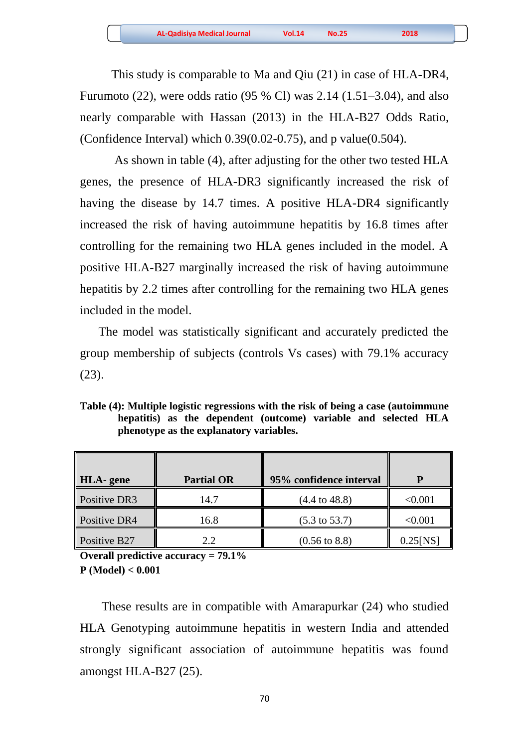This study is comparable to Ma and Qiu (21) in case of HLA-DR4, Furumoto (22), were odds ratio (95 % Cl) was 2.14 (1.51–3.04), and also nearly comparable with Hassan (2013) in the HLA-B27 Odds Ratio, (Confidence Interval) which 0.39(0.02-0.75), and p value(0.504).

As shown in table (4), after adjusting for the other two tested HLA genes, the presence of HLA-DR3 significantly increased the risk of having the disease by 14.7 times. A positive HLA-DR4 significantly increased the risk of having autoimmune hepatitis by 16.8 times after controlling for the remaining two HLA genes included in the model. A positive HLA-B27 marginally increased the risk of having autoimmune hepatitis by 2.2 times after controlling for the remaining two HLA genes included in the model.

The model was statistically significant and accurately predicted the group membership of subjects (controls Vs cases) with 79.1% accuracy (23).

**Table (4): Multiple logistic regressions with the risk of being a case (autoimmune hepatitis) as the dependent (outcome) variable and selected HLA phenotype as the explanatory variables.**

| HLA- gene | Partial OR | 95% confidence interval | P |
|---|---|---|---|
| Positive DR3 | 14.7 | (4.4 to 48.8) | <0.001 |
| Positive DR4 | 16.8 | (5.3 to 53.7) | <0.001 |
| Positive B27 | 2.2 | (0.56 to 8.8) | 0.25[NS] |

**Overall predictive accuracy = 79.1%**
**P (Model) < 0.001**

These results are in compatible with Amarapurkar (24) who studied HLA Genotyping autoimmune hepatitis in western India and attended strongly significant association of autoimmune hepatitis was found amongst HLA-B27 (25).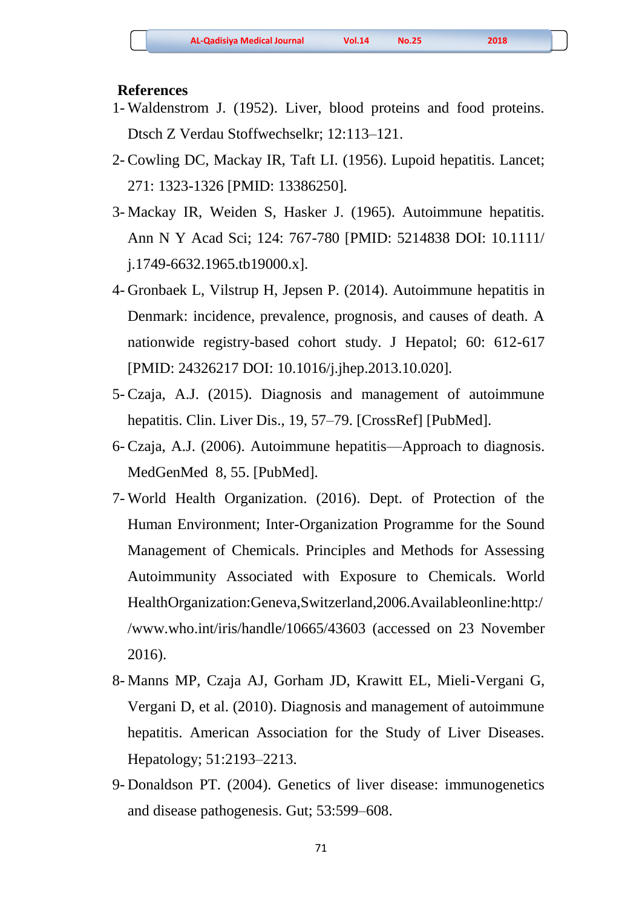## References

1- Waldenstrom J. (1952). Liver, blood proteins and food proteins. Dtsch Z Verdau Stoffwechselkr; 12:113–121.

2- Cowling DC, Mackay IR, Taft LI. (1956). Lupoid hepatitis. Lancet; 271: 1323-1326 [PMID: 13386250].

3- Mackay IR, Weiden S, Hasker J. (1965). Autoimmune hepatitis. Ann N Y Acad Sci; 124: 767-780 [PMID: 5214838 DOI: 10.1111/ j.1749-6632.1965.tb19000.x].

4- Gronbaek L, Vilstrup H, Jepsen P. (2014). Autoimmune hepatitis in Denmark: incidence, prevalence, prognosis, and causes of death. A nationwide registry-based cohort study. J Hepatol; 60: 612-617 [PMID: 24326217 DOI: 10.1016/j.jhep.2013.10.020].

5- Czaja, A.J. (2015). Diagnosis and management of autoimmune hepatitis. Clin. Liver Dis., 19, 57–79. [CrossRef] [PubMed].

6- Czaja, A.J. (2006). Autoimmune hepatitis—Approach to diagnosis. MedGenMed 8, 55. [PubMed].

7- World Health Organization. (2016). Dept. of Protection of the Human Environment; Inter-Organization Programme for the Sound Management of Chemicals. Principles and Methods for Assessing Autoimmunity Associated with Exposure to Chemicals. World HealthOrganization:Geneva,Switzerland,2006.Availableonline:http://www.who.int/iris/handle/10665/43603 (accessed on 23 November 2016).

8- Manns MP, Czaja AJ, Gorham JD, Krawitt EL, Mieli-Vergani G, Vergani D, et al. (2010). Diagnosis and management of autoimmune hepatitis. American Association for the Study of Liver Diseases. Hepatology; 51:2193–2213.

9- Donaldson PT. (2004). Genetics of liver disease: immunogenetics and disease pathogenesis. Gut; 53:599–608.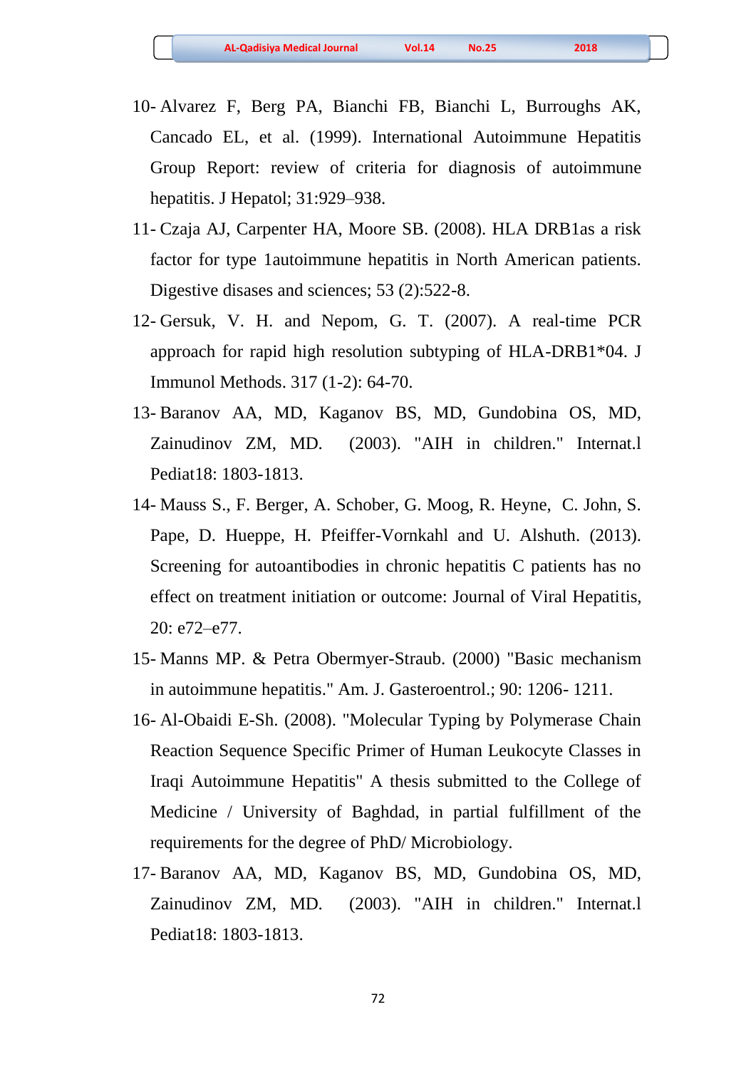10- Alvarez F, Berg PA, Bianchi FB, Bianchi L, Burroughs AK, Cancado EL, et al. (1999). International Autoimmune Hepatitis Group Report: review of criteria for diagnosis of autoimmune hepatitis. J Hepatol; 31:929–938.

11- Czaja AJ, Carpenter HA, Moore SB. (2008). HLA DRB1as a risk factor for type 1autoimmune hepatitis in North American patients. Digestive disases and sciences; 53 (2):522-8.

12- Gersuk, V. H. and Nepom, G. T. (2007). A real-time PCR approach for rapid high resolution subtyping of HLA-DRB1*04. J Immunol Methods. 317 (1-2): 64-70.

13- Baranov AA, MD, Kaganov BS, MD, Gundobina OS, MD, Zainudinov ZM, MD. (2003). "AIH in children." Internat.l Pediat18: 1803-1813.

14- Mauss S., F. Berger, A. Schober, G. Moog, R. Heyne, C. John, S. Pape, D. Hueppe, H. Pfeiffer-Vornkahl and U. Alshuth. (2013). Screening for autoantibodies in chronic hepatitis C patients has no effect on treatment initiation or outcome: Journal of Viral Hepatitis, 20: e72–e77.

15- Manns MP. & Petra Obermyer-Straub. (2000) "Basic mechanism in autoimmune hepatitis." Am. J. Gasteroentrol.; 90: 1206- 1211.

16- Al-Obaidi E-Sh. (2008). "Molecular Typing by Polymerase Chain Reaction Sequence Specific Primer of Human Leukocyte Classes in Iraqi Autoimmune Hepatitis" A thesis submitted to the College of Medicine / University of Baghdad, in partial fulfillment of the requirements for the degree of PhD/ Microbiology.

17- Baranov AA, MD, Kaganov BS, MD, Gundobina OS, MD, Zainudinov ZM, MD. (2003). "AIH in children." Internat.l Pediat18: 1803-1813.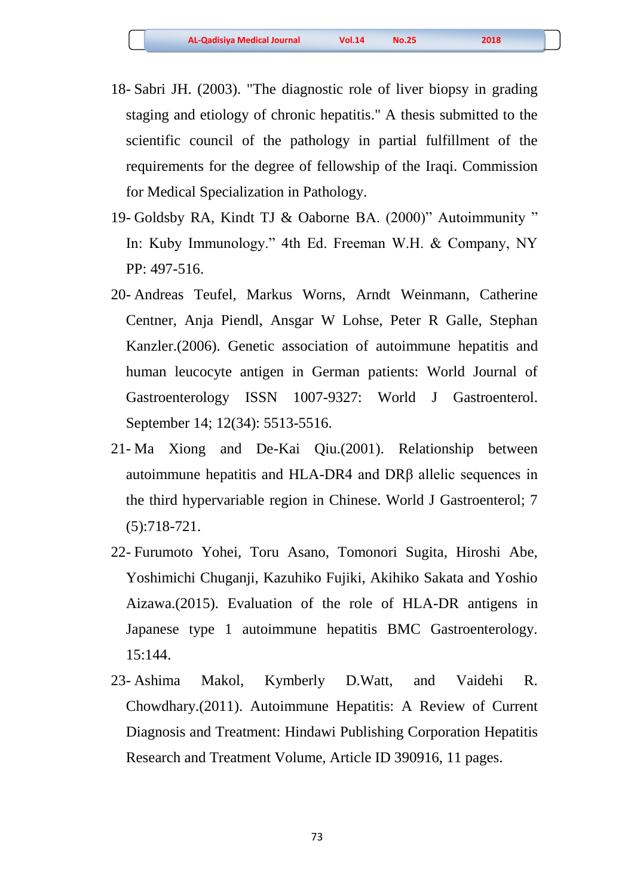18- Sabri JH. (2003). "The diagnostic role of liver biopsy in grading staging and etiology of chronic hepatitis." A thesis submitted to the scientific council of the pathology in partial fulfillment of the requirements for the degree of fellowship of the Iraqi. Commission for Medical Specialization in Pathology.

19- Goldsby RA, Kindt TJ & Oaborne BA. (2000)" Autoimmunity " In: Kuby Immunology." 4th Ed. Freeman W.H. & Company, NY PP: 497-516.

20- Andreas Teufel, Markus Worns, Arndt Weinmann, Catherine Centner, Anja Piendl, Ansgar W Lohse, Peter R Galle, Stephan Kanzler.(2006). Genetic association of autoimmune hepatitis and human leucocyte antigen in German patients: World Journal of Gastroenterology ISSN 1007-9327: World J Gastroenterol. September 14; 12(34): 5513-5516.

21- Ma Xiong and De-Kai Qiu.(2001). Relationship between autoimmune hepatitis and HLA-DR4 and DRβ allelic sequences in the third hypervariable region in Chinese. World J Gastroenterol; 7 (5):718-721.

22- Furumoto Yohei, Toru Asano, Tomonori Sugita, Hiroshi Abe, Yoshimichi Chuganji, Kazuhiko Fujiki, Akihiko Sakata and Yoshio Aizawa.(2015). Evaluation of the role of HLA-DR antigens in Japanese type 1 autoimmune hepatitis BMC Gastroenterology. 15:144.

23- Ashima Makol, Kymberly D.Watt, and Vaidehi R. Chowdhary.(2011). Autoimmune Hepatitis: A Review of Current Diagnosis and Treatment: Hindawi Publishing Corporation Hepatitis Research and Treatment Volume, Article ID 390916, 11 pages.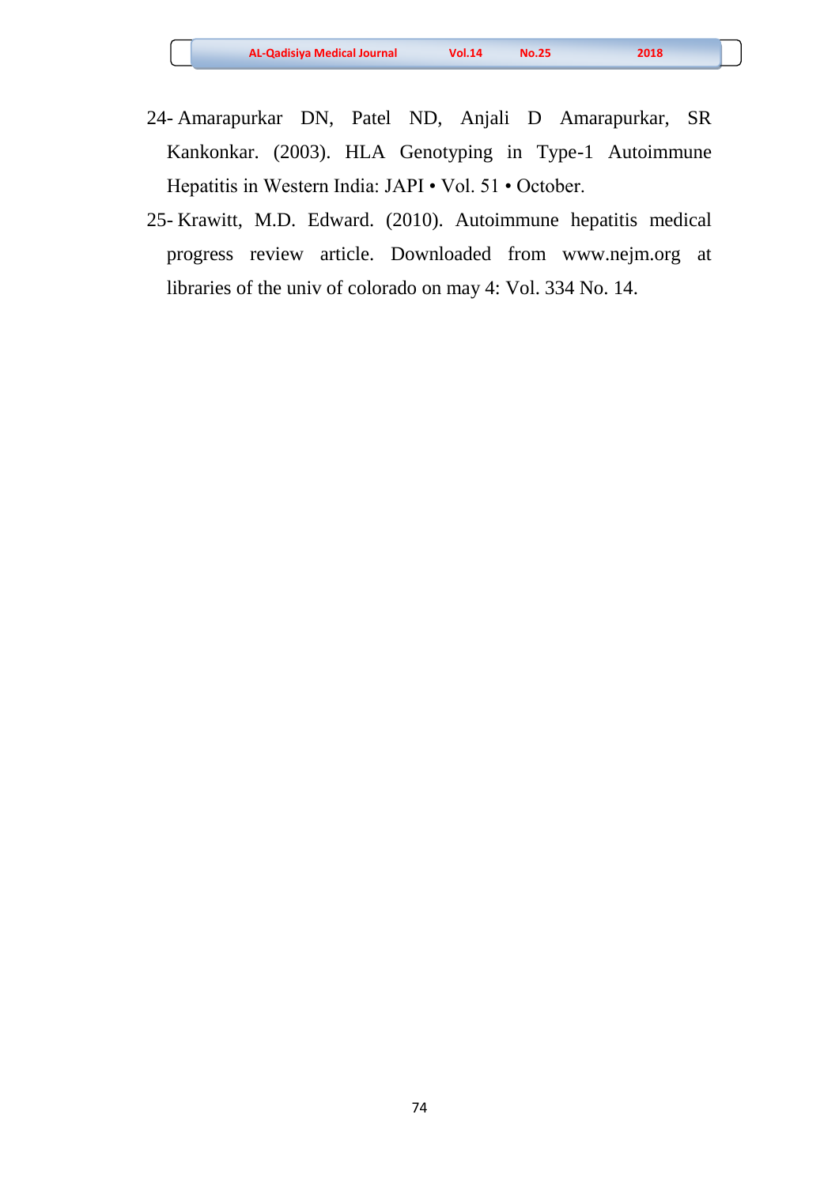24- Amarapurkar DN, Patel ND, Anjali D Amarapurkar, SR Kankonkar. (2003). HLA Genotyping in Type-1 Autoimmune Hepatitis in Western India: JAPI • Vol. 51 • October.

25- Krawitt, M.D. Edward. (2010). Autoimmune hepatitis medical progress review article. Downloaded from www.nejm.org at libraries of the univ of colorado on may 4: Vol. 334 No. 14.